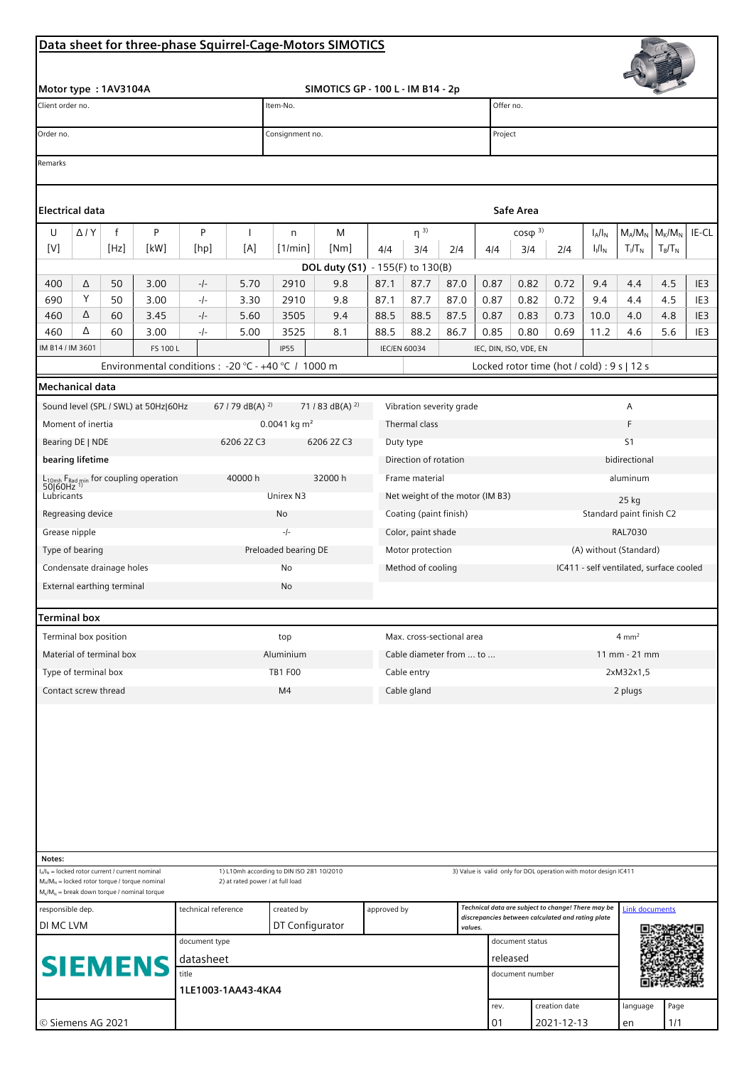# Data sheet for three-phase Squirrel-Cage-Motors SIMOTICS

**Motor type : 1AV3104A** | **SIMOTICS GP - 100 L - IM B14 - 2p**

| Client order no. | Item-No. | Offer no. |
|---|---|---|
| Order no. | Consignment no. | Project |

Remarks

## Electrical data

**Safe Area**

| U [V] | Δ / Y | f [Hz] | P [kW] | P [hp] | I [A] | n [1/min] | M [Nm] | η [3] 4/4 | η [3] 3/4 | η [3] 2/4 | cosφ [3] 4/4 | cosφ [3] 3/4 | cosφ [3] 2/4 | $I_A/I_N$ $I_l/I_N$ | $M_A/M_N$ $T_l/T_N$ | $M_K/M_N$ $T_B/T_N$ | IE-CL |
|---|---|---|---|---|---|---|---|---|---|---|---|---|---|---|---|---|---|
| **DOL duty (S1)** - 155(F) to 130(B) | | | | | | | | | | | | | | | | | |
| 400 | Δ | 50 | 3.00 | -/- | 5.70 | 2910 | 9.8 | 87.1 | 87.7 | 87.0 | 0.87 | 0.82 | 0.72 | 9.4 | 4.4 | 4.5 | IE3 |
| 690 | Y | 50 | 3.00 | -/- | 3.30 | 2910 | 9.8 | 87.1 | 87.7 | 87.0 | 0.87 | 0.82 | 0.72 | 9.4 | 4.4 | 4.5 | IE3 |
| 460 | Δ | 60 | 3.45 | -/- | 5.60 | 3505 | 9.4 | 88.5 | 88.5 | 87.5 | 0.87 | 0.83 | 0.73 | 10.0 | 4.0 | 4.8 | IE3 |
| 460 | Δ | 60 | 3.00 | -/- | 5.00 | 3525 | 8.1 | 88.5 | 88.2 | 86.7 | 0.85 | 0.80 | 0.69 | 11.2 | 4.6 | 5.6 | IE3 |
| IM B14 / IM 3601 | | | FS 100 L | | | IP55 | | IEC/EN 60034 | | | IEC, DIN, ISO, VDE, EN | | | | | | |

Environmental conditions : -20 °C - +40 °C / 1000 m

Locked rotor time (hot / cold) : 9 s | 12 s

## Mechanical data

| | | | | |
|---|---|---|---|---|
| Sound level (SPL / SWL) at 50Hz\|60Hz | 67 / 79 dB(A) [2] | 71 / 83 dB(A) [2] | Vibration severity grade | A |
| Moment of inertia | 0.0041 kg m² | | Thermal class | F |
| Bearing DE \| NDE | 6206 2Z C3 | 6206 2Z C3 | Duty type | S1 |
| **bearing lifetime** | | | Direction of rotation | bidirectional |
| $L_{10mh}$ $F_{Rad\ min}$ for coupling operation 50\|60Hz [1] | 40000 h | 32000 h | Frame material | aluminum |
| Lubricants | Unirex N3 | | Net weight of the motor (IM B3) | 25 kg |
| Regreasing device | No | | Coating (paint finish) | Standard paint finish C2 |
| Grease nipple | -/- | | Color, paint shade | RAL7030 |
| Type of bearing | Preloaded bearing DE | | Motor protection | (A) without (Standard) |
| Condensate drainage holes | No | | Method of cooling | IC411 - self ventilated, surface cooled |
| External earthing terminal | No | | | |

## Terminal box

| | | | |
|---|---|---|---|
| Terminal box position | top | Max. cross-sectional area | 4 mm² |
| Material of terminal box | Aluminium | Cable diameter from ... to ... | 11 mm - 21 mm |
| Type of terminal box | TB1 F00 | Cable entry | 2xM32x1,5 |
| Contact screw thread | M4 | Cable gland | 2 plugs |

**Notes:**

$I_A/I_N$ = locked rotor current / current nominal
$M_A/M_N$ = locked rotor torque / torque nominal
$M_K/M_N$ = break down torque / nominal torque

1) L10mh according to DIN ISO 281 10/2010
2) at rated power / at full load

3) Value is valid only for DOL operation with motor design IC411

| responsible dep. | technical reference | created by | approved by | *Technical data are subject to change! There may be discrepancies between calculated and rating plate values.* | Link documents |
|---|---|---|---|---|---|
| DI MC LVM | | DT Configurator | | | |

SIEMENS

| document type | document status |
|---|---|
| datasheet | released |
| **title** | **document number** |
| 1LE1003-1AA43-4KA4 | |

| | rev. | creation date | language | Page |
|---|---|---|---|---|
| © Siemens AG 2021 | 01 | 2021-12-13 | en | 1/1 |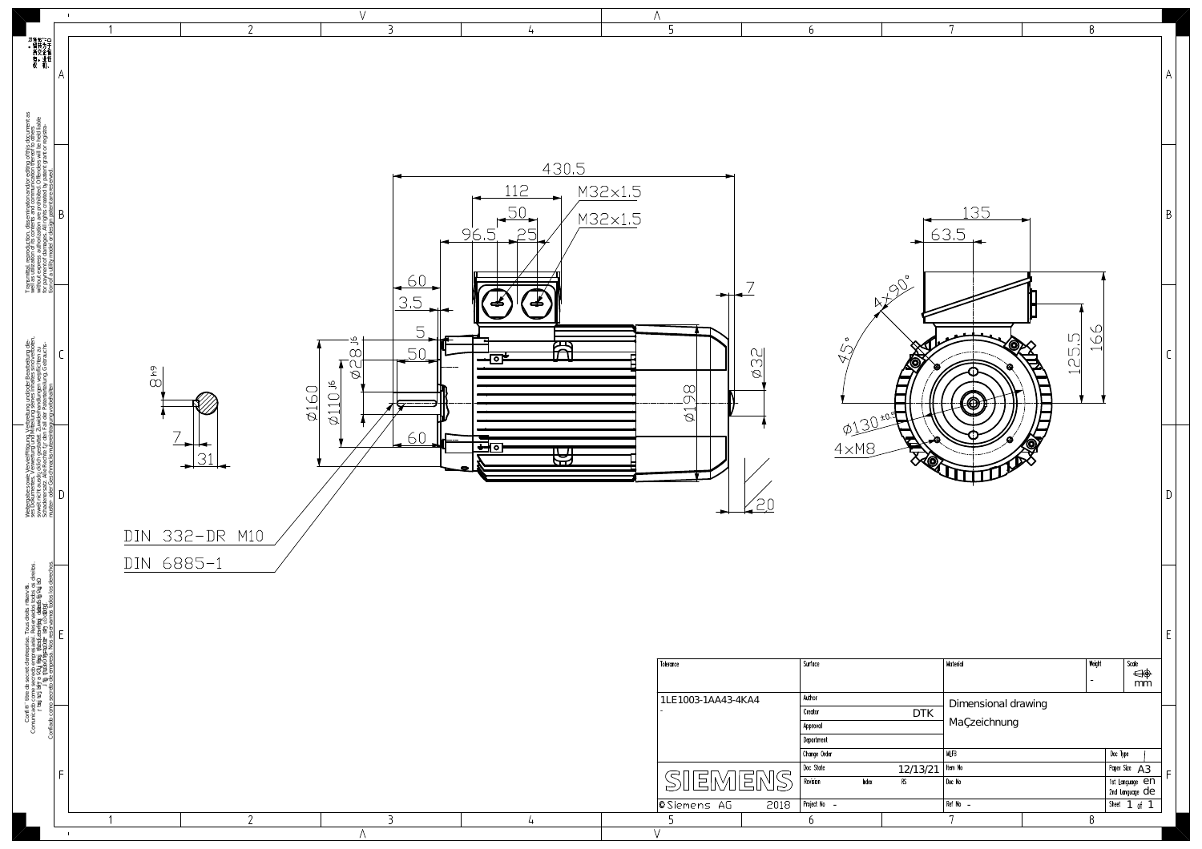430.5
112
M32x1.5
50
M32x1.5
96.5
25
60
3.5
7
5
50
Ø28 j6
Ø160
Ø110 j6
Ø198
Ø32
60
8 h9
7
31
20
135
63.5
4×90°
45°
125.5
166
Ø130 ±0.5
4×M8
DIN 332-DR M10
DIN 6885-1

Transmittal, reproduction, dissemination and/or editing of this document as well as utilization of its contents and communication thereof to others without express authorization are prohibited. Offenders will be held liable for payment of damages. All rights created by patent grant or registration of a utility model or design patent are reserved.

Weitergabe sowie Vervielfältigung, Verbreitung und/oder Bearbeitung dieses Dokumentes, Verwertung und Mitteilung seines Inhaltes sind verboten, soweit nicht ausdrücklich gestattet. Zuwiderhandlungen verpflichten zu Schadenersatz. Alle Rechte für den Fall der Patenterteilung, Gebrauchsmuster- oder Geschmacksmustereintragung vorbehalten.

Confié à titre de secret d'entreprise. Tous droits réservés. Comunicado como secreto empresarial. Reservados todos los derechos. Confiado como secreto de empresa. Nos reservamos todos los derechos.

| | | | | | |
|---|---|---|---|---|---|
| Tolerance | Surface | | Material | Weight - | Scale mm |
| 1LE1003-1AA43-4KA4 - | Author | | Dimensional drawing Maßzeichnung | | |
| | Creator | DTK | | | |
| | Approval | | | | |
| | Department | | | | |
| | Change Order | | MLFB | | Doc Type |
| SIEMENS | Doc State | 12/13/21 | Item No | | Paper Size A3 |
| | Revision | Index RS | Doc No | | 1st Language en 2nd Language de |
| © Siemens AG 2018 | Project No - | | Ref No - | | Sheet 1 of 1 |